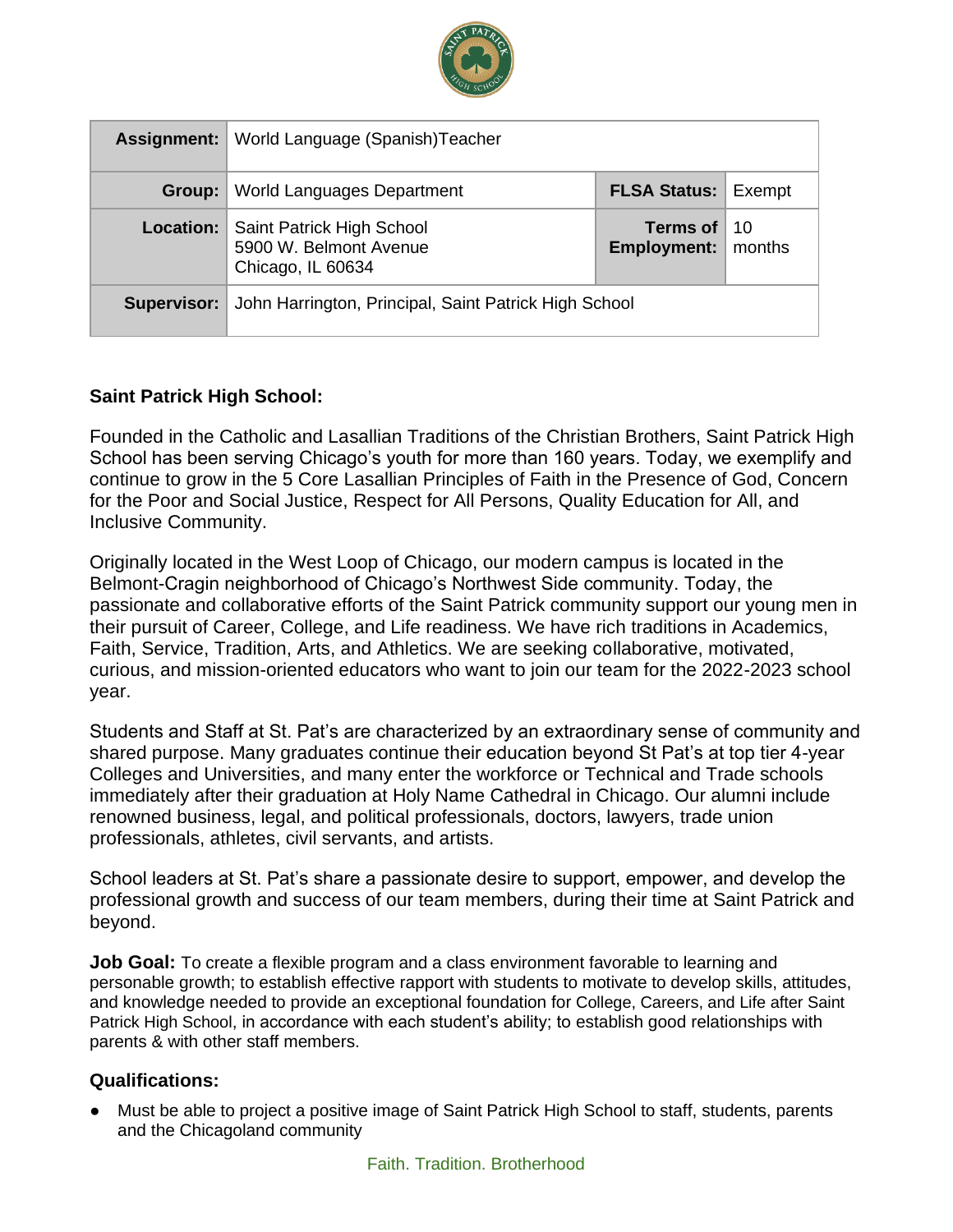| Assignment: | World Language (Spanish)Teacher | | |
|---|---|---|---|
| Group: | World Languages Department | FLSA Status: | Exempt |
| Location: | Saint Patrick High School<br>5900 W. Belmont Avenue<br>Chicago, IL 60634 | Terms of Employment: | 10 months |
| Supervisor: | John Harrington, Principal, Saint Patrick High School | | |

**Saint Patrick High School:**

Founded in the Catholic and Lasallian Traditions of the Christian Brothers, Saint Patrick High School has been serving Chicago's youth for more than 160 years. Today, we exemplify and continue to grow in the 5 Core Lasallian Principles of Faith in the Presence of God, Concern for the Poor and Social Justice, Respect for All Persons, Quality Education for All, and Inclusive Community.

Originally located in the West Loop of Chicago, our modern campus is located in the Belmont-Cragin neighborhood of Chicago's Northwest Side community. Today, the passionate and collaborative efforts of the Saint Patrick community support our young men in their pursuit of Career, College, and Life readiness. We have rich traditions in Academics, Faith, Service, Tradition, Arts, and Athletics. We are seeking collaborative, motivated, curious, and mission-oriented educators who want to join our team for the 2022-2023 school year.

Students and Staff at St. Pat's are characterized by an extraordinary sense of community and shared purpose. Many graduates continue their education beyond St Pat's at top tier 4-year Colleges and Universities, and many enter the workforce or Technical and Trade schools immediately after their graduation at Holy Name Cathedral in Chicago. Our alumni include renowned business, legal, and political professionals, doctors, lawyers, trade union professionals, athletes, civil servants, and artists.

School leaders at St. Pat's share a passionate desire to support, empower, and develop the professional growth and success of our team members, during their time at Saint Patrick and beyond.

**Job Goal:** To create a flexible program and a class environment favorable to learning and personable growth; to establish effective rapport with students to motivate to develop skills, attitudes, and knowledge needed to provide an exceptional foundation for College, Careers, and Life after Saint Patrick High School, in accordance with each student's ability; to establish good relationships with parents & with other staff members.

## Qualifications:

- Must be able to project a positive image of Saint Patrick High School to staff, students, parents and the Chicagoland community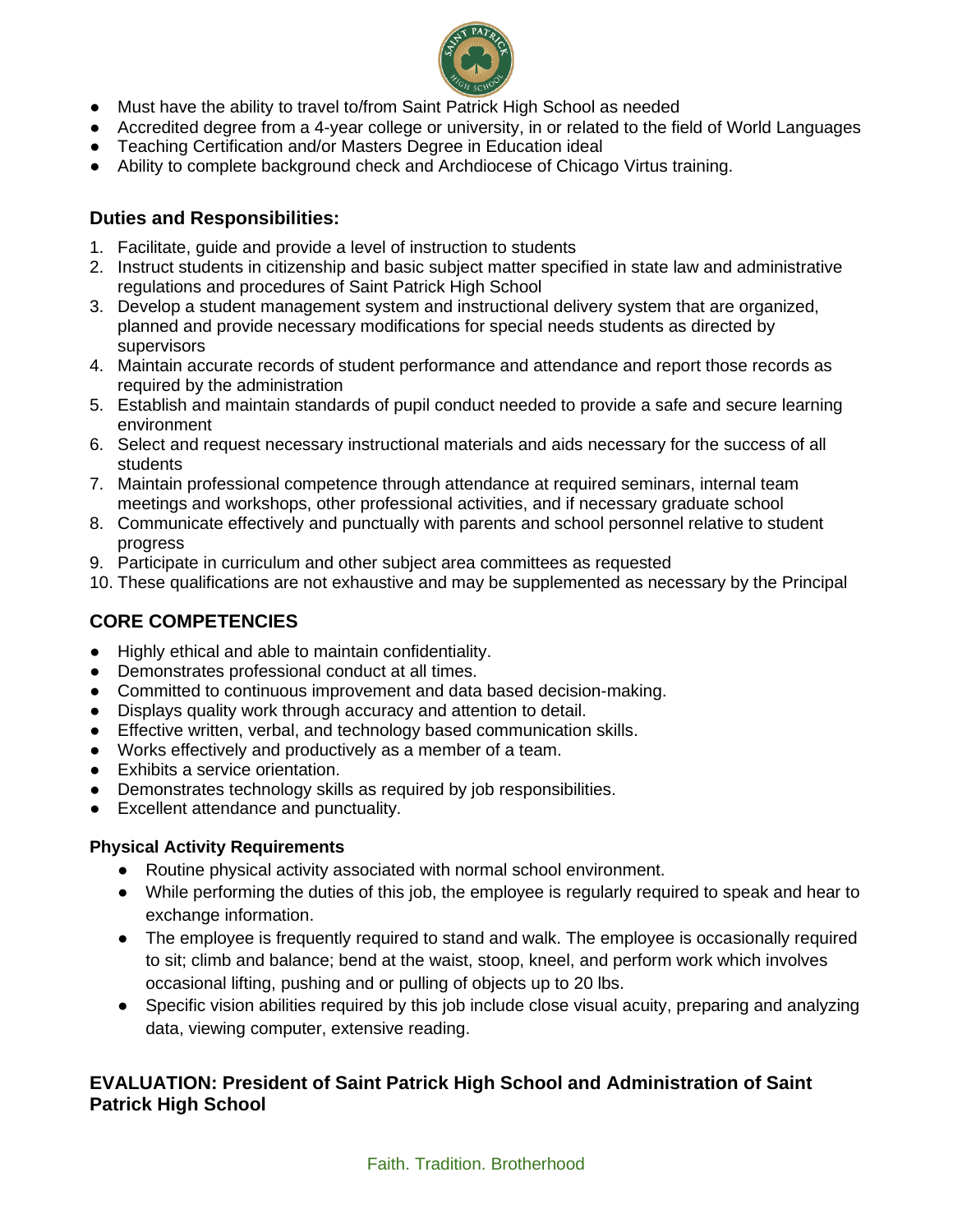- Must have the ability to travel to/from Saint Patrick High School as needed
- Accredited degree from a 4-year college or university, in or related to the field of World Languages
- Teaching Certification and/or Masters Degree in Education ideal
- Ability to complete background check and Archdiocese of Chicago Virtus training.

### Duties and Responsibilities:

1. Facilitate, guide and provide a level of instruction to students
2. Instruct students in citizenship and basic subject matter specified in state law and administrative regulations and procedures of Saint Patrick High School
3. Develop a student management system and instructional delivery system that are organized, planned and provide necessary modifications for special needs students as directed by supervisors
4. Maintain accurate records of student performance and attendance and report those records as required by the administration
5. Establish and maintain standards of pupil conduct needed to provide a safe and secure learning environment
6. Select and request necessary instructional materials and aids necessary for the success of all students
7. Maintain professional competence through attendance at required seminars, internal team meetings and workshops, other professional activities, and if necessary graduate school
8. Communicate effectively and punctually with parents and school personnel relative to student progress
9. Participate in curriculum and other subject area committees as requested
10. These qualifications are not exhaustive and may be supplemented as necessary by the Principal

## CORE COMPETENCIES

- Highly ethical and able to maintain confidentiality.
- Demonstrates professional conduct at all times.
- Committed to continuous improvement and data based decision-making.
- Displays quality work through accuracy and attention to detail.
- Effective written, verbal, and technology based communication skills.
- Works effectively and productively as a member of a team.
- Exhibits a service orientation.
- Demonstrates technology skills as required by job responsibilities.
- Excellent attendance and punctuality.

#### Physical Activity Requirements

- Routine physical activity associated with normal school environment.
- While performing the duties of this job, the employee is regularly required to speak and hear to exchange information.
- The employee is frequently required to stand and walk. The employee is occasionally required to sit; climb and balance; bend at the waist, stoop, kneel, and perform work which involves occasional lifting, pushing and or pulling of objects up to 20 lbs.
- Specific vision abilities required by this job include close visual acuity, preparing and analyzing data, viewing computer, extensive reading.

### EVALUATION: President of Saint Patrick High School and Administration of Saint Patrick High School

Faith. Tradition. Brotherhood